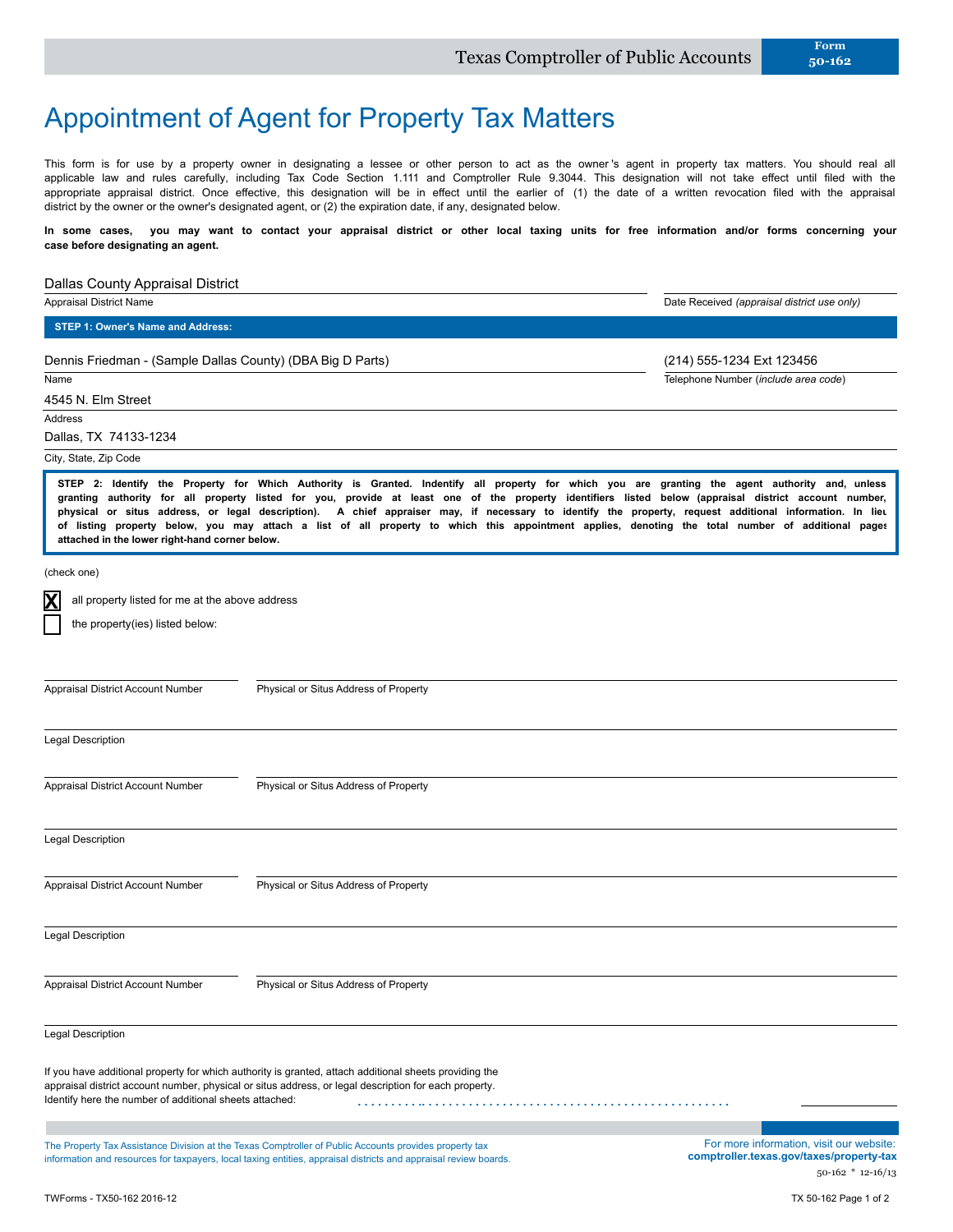Texas Comptroller of Public Accounts — Form 50-162

# Appointment of Agent for Property Tax Matters

This form is for use by a property owner in designating a lessee or other person to act as the owner's agent in property tax matters. You should real all applicable law and rules carefully, including Tax Code Section 1.111 and Comptroller Rule 9.3044. This designation will not take effect until filed with the appropriate appraisal district. Once effective, this designation will be in effect until the earlier of (1) the date of a written revocation filed with the appraisal district by the owner or the owner's designated agent, or (2) the expiration date, if any, designated below.

**In some cases, you may want to contact your appraisal district or other local taxing units for free information and/or forms concerning your case before designating an agent.**

Dallas County Appraisal District
Appraisal District Name

Date Received *(appraisal district use only)*

**STEP 1: Owner's Name and Address:**

Dennis Friedman - (Sample Dallas County) (DBA Big D Parts)
Name

(214) 555-1234 Ext 123456
Telephone Number (*include area code*)

4545 N. Elm Street
Address

Dallas, TX 74133-1234
City, State, Zip Code

**STEP 2: Identify the Property for Which Authority is Granted. Indentify all property for which you are granting the agent authority and, unless granting authority for all property listed for you, provide at least one of the property identifiers listed below (appraisal district account number, physical or situs address, or legal description). A chief appraiser may, if necessary to identify the property, request additional information. In lieu of listing property below, you may attach a list of all property to which this appointment applies, denoting the total number of additional pages attached in the lower right-hand corner below.**

(check one)

- [X] all property listed for me at the above address
- [ ] the property(ies) listed below:

Appraisal District Account Number | Physical or Situs Address of Property

Legal Description

Appraisal District Account Number | Physical or Situs Address of Property

Legal Description

Appraisal District Account Number | Physical or Situs Address of Property

Legal Description

Appraisal District Account Number | Physical or Situs Address of Property

Legal Description

If you have additional property for which authority is granted, attach additional sheets providing the appraisal district account number, physical or situs address, or legal description for each property.
Identify here the number of additional sheets attached: ____________

The Property Tax Assistance Division at the Texas Comptroller of Public Accounts provides property tax information and resources for taxpayers, local taxing entities, appraisal districts and appraisal review boards.

For more information, visit our website: **comptroller.texas.gov/taxes/property-tax**

50-162 * 12-16/13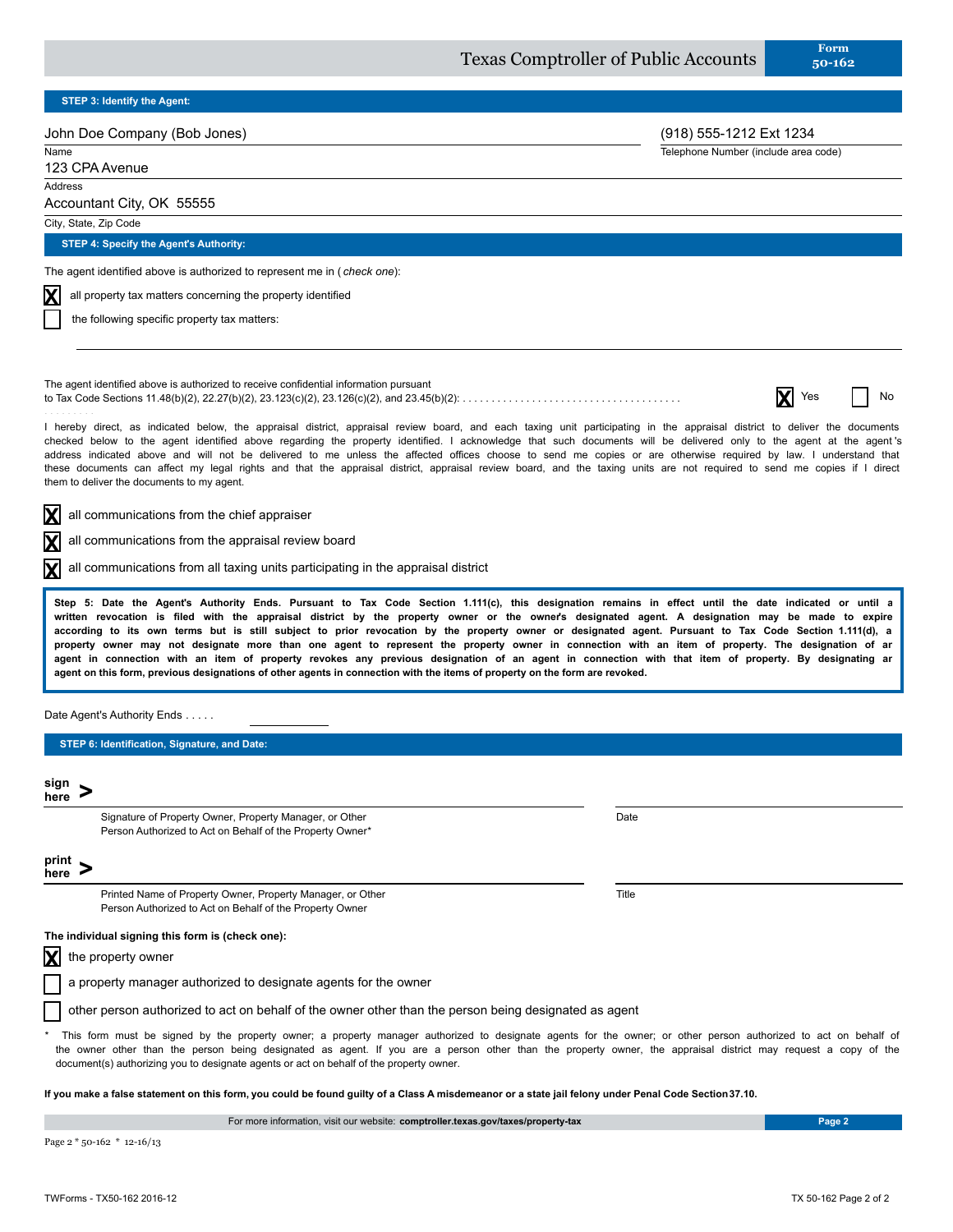Texas Comptroller of Public Accounts

**Form 50-162**

## STEP 3: Identify the Agent:

John Doe Company (Bob Jones)
Name

(918) 555-1212 Ext 1234
Telephone Number (include area code)

123 CPA Avenue
Address

Accountant City, OK 55555
City, State, Zip Code

## STEP 4: Specify the Agent's Authority:

The agent identified above is authorized to represent me in ( *check one*):

- [X] all property tax matters concerning the property identified
- [ ] the following specific property tax matters:

The agent identified above is authorized to receive confidential information pursuant to Tax Code Sections 11.48(b)(2), 22.27(b)(2), 23.123(c)(2), 23.126(c)(2), and 23.45(b)(2): . . . . . . . . . . [X] Yes [ ] No

I hereby direct, as indicated below, the appraisal district, appraisal review board, and each taxing unit participating in the appraisal district to deliver the documents checked below to the agent identified above regarding the property identified. I acknowledge that such documents will be delivered only to the agent at the agent's address indicated above and will not be delivered to me unless the affected offices choose to send me copies or are otherwise required by law. I understand that these documents can affect my legal rights and that the appraisal district, appraisal review board, and the taxing units are not required to send me copies if I direct them to deliver the documents to my agent.

- [X] all communications from the chief appraiser
- [X] all communications from the appraisal review board
- [X] all communications from all taxing units participating in the appraisal district

**Step 5: Date the Agent's Authority Ends. Pursuant to Tax Code Section 1.111(c), this designation remains in effect until the date indicated or until a written revocation is filed with the appraisal district by the property owner or the owner's designated agent. A designation may be made to expire according to its own terms but is still subject to prior revocation by the property owner or designated agent. Pursuant to Tax Code Section 1.111(d), a property owner may not designate more than one agent to represent the property owner in connection with an item of property. The designation of ar agent in connection with an item of property revokes any previous designation of an agent in connection with that item of property. By designating ar agent on this form, previous designations of other agents in connection with the items of property on the form are revoked.**

Date Agent's Authority Ends . . . . . ____________

## STEP 6: Identification, Signature, and Date:

**sign here >** ______________________________ ____________

Signature of Property Owner, Property Manager, or Other Person Authorized to Act on Behalf of the Property Owner* — Date

**print here >** ______________________________ ____________

Printed Name of Property Owner, Property Manager, or Other Person Authorized to Act on Behalf of the Property Owner — Title

**The individual signing this form is (check one):**

- [X] the property owner
- [ ] a property manager authorized to designate agents for the owner
- [ ] other person authorized to act on behalf of the owner other than the person being designated as agent

* This form must be signed by the property owner; a property manager authorized to designate agents for the owner; or other person authorized to act on behalf of the owner other than the person being designated as agent. If you are a person other than the property owner, the appraisal district may request a copy of the document(s) authorizing you to designate agents or act on behalf of the property owner.

**If you make a false statement on this form, you could be found guilty of a Class A misdemeanor or a state jail felony under Penal Code Section 37.10.**

For more information, visit our website: **comptroller.texas.gov/taxes/property-tax**